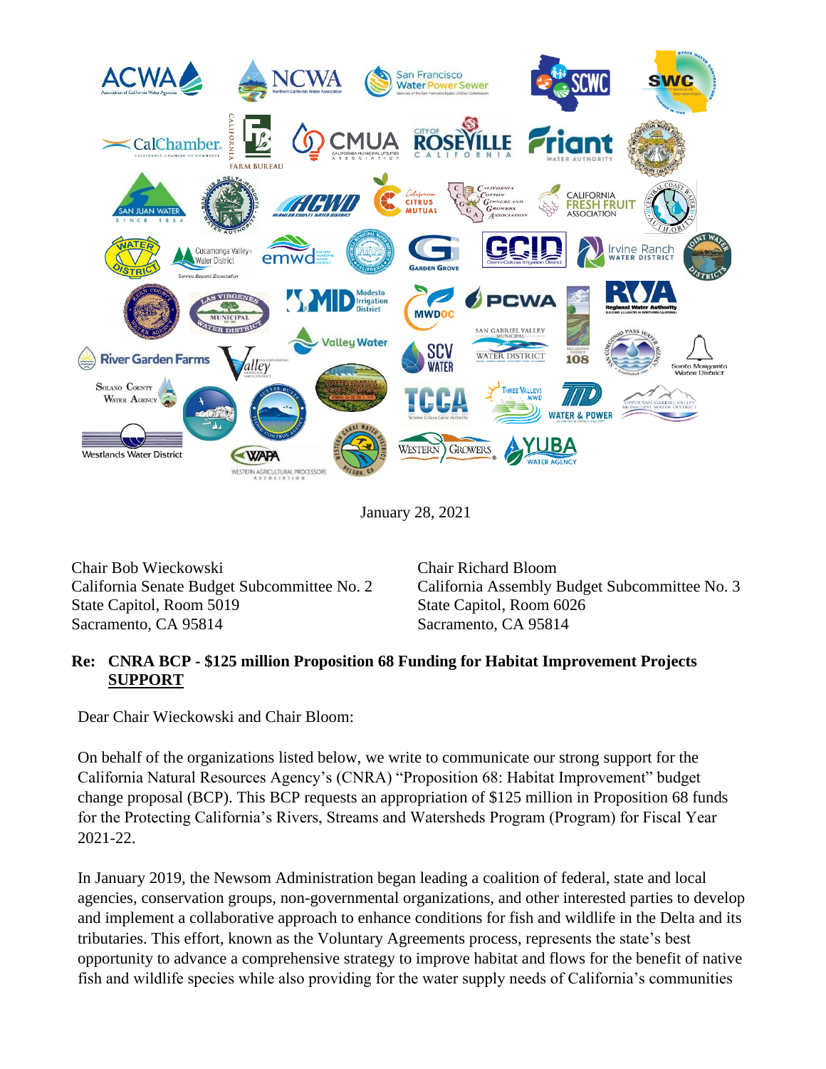January 28, 2021

Chair Bob Wieckowski
California Senate Budget Subcommittee No. 2
State Capitol, Room 5019
Sacramento, CA 95814

Chair Richard Bloom
California Assembly Budget Subcommittee No. 3
State Capitol, Room 6026
Sacramento, CA 95814

**Re: CNRA BCP - $125 million Proposition 68 Funding for Habitat Improvement Projects**
**<u>SUPPORT</u>**

Dear Chair Wieckowski and Chair Bloom:

On behalf of the organizations listed below, we write to communicate our strong support for the California Natural Resources Agency's (CNRA) "Proposition 68: Habitat Improvement" budget change proposal (BCP). This BCP requests an appropriation of $125 million in Proposition 68 funds for the Protecting California's Rivers, Streams and Watersheds Program (Program) for Fiscal Year 2021-22.

In January 2019, the Newsom Administration began leading a coalition of federal, state and local agencies, conservation groups, non-governmental organizations, and other interested parties to develop and implement a collaborative approach to enhance conditions for fish and wildlife in the Delta and its tributaries. This effort, known as the Voluntary Agreements process, represents the state's best opportunity to advance a comprehensive strategy to improve habitat and flows for the benefit of native fish and wildlife species while also providing for the water supply needs of California's communities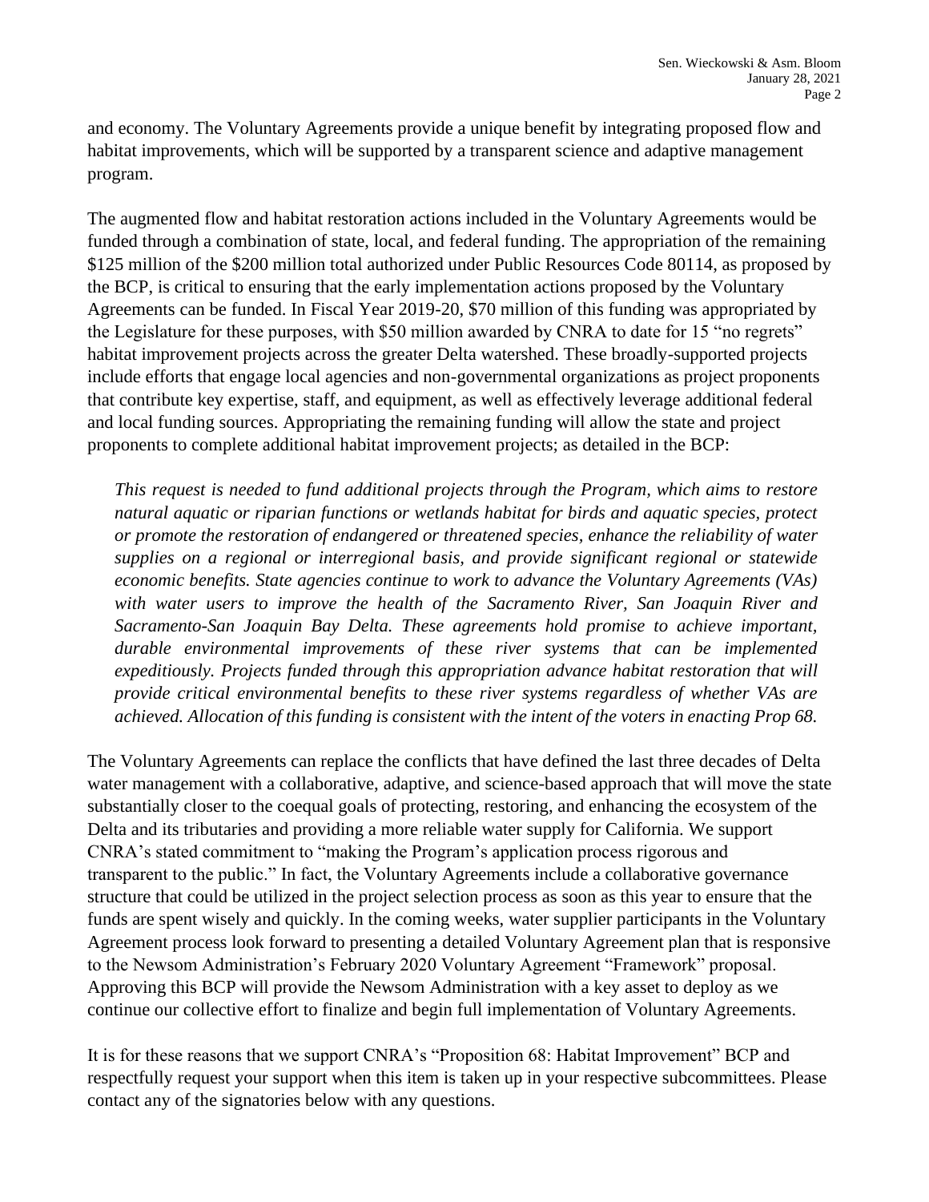and economy. The Voluntary Agreements provide a unique benefit by integrating proposed flow and habitat improvements, which will be supported by a transparent science and adaptive management program.

The augmented flow and habitat restoration actions included in the Voluntary Agreements would be funded through a combination of state, local, and federal funding. The appropriation of the remaining $125 million of the $200 million total authorized under Public Resources Code 80114, as proposed by the BCP, is critical to ensuring that the early implementation actions proposed by the Voluntary Agreements can be funded. In Fiscal Year 2019-20, $70 million of this funding was appropriated by the Legislature for these purposes, with $50 million awarded by CNRA to date for 15 "no regrets" habitat improvement projects across the greater Delta watershed. These broadly-supported projects include efforts that engage local agencies and non-governmental organizations as project proponents that contribute key expertise, staff, and equipment, as well as effectively leverage additional federal and local funding sources. Appropriating the remaining funding will allow the state and project proponents to complete additional habitat improvement projects; as detailed in the BCP:

> *This request is needed to fund additional projects through the Program, which aims to restore natural aquatic or riparian functions or wetlands habitat for birds and aquatic species, protect or promote the restoration of endangered or threatened species, enhance the reliability of water supplies on a regional or interregional basis, and provide significant regional or statewide economic benefits. State agencies continue to work to advance the Voluntary Agreements (VAs) with water users to improve the health of the Sacramento River, San Joaquin River and Sacramento-San Joaquin Bay Delta. These agreements hold promise to achieve important, durable environmental improvements of these river systems that can be implemented expeditiously. Projects funded through this appropriation advance habitat restoration that will provide critical environmental benefits to these river systems regardless of whether VAs are achieved. Allocation of this funding is consistent with the intent of the voters in enacting Prop 68.*

The Voluntary Agreements can replace the conflicts that have defined the last three decades of Delta water management with a collaborative, adaptive, and science-based approach that will move the state substantially closer to the coequal goals of protecting, restoring, and enhancing the ecosystem of the Delta and its tributaries and providing a more reliable water supply for California. We support CNRA's stated commitment to "making the Program's application process rigorous and transparent to the public." In fact, the Voluntary Agreements include a collaborative governance structure that could be utilized in the project selection process as soon as this year to ensure that the funds are spent wisely and quickly. In the coming weeks, water supplier participants in the Voluntary Agreement process look forward to presenting a detailed Voluntary Agreement plan that is responsive to the Newsom Administration's February 2020 Voluntary Agreement "Framework" proposal. Approving this BCP will provide the Newsom Administration with a key asset to deploy as we continue our collective effort to finalize and begin full implementation of Voluntary Agreements.

It is for these reasons that we support CNRA's "Proposition 68: Habitat Improvement" BCP and respectfully request your support when this item is taken up in your respective subcommittees. Please contact any of the signatories below with any questions.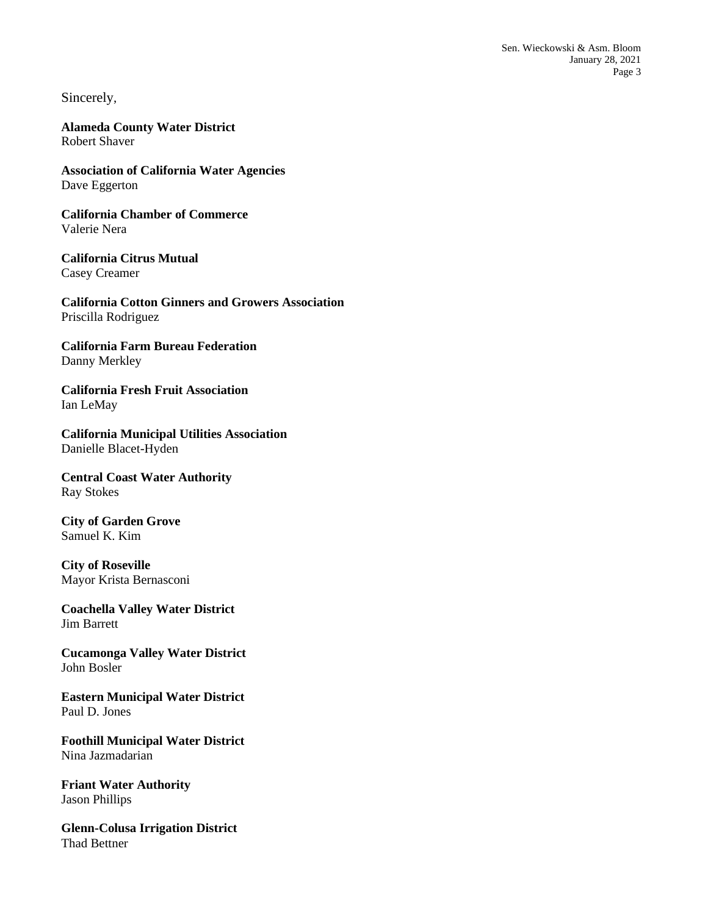Sincerely,

**Alameda County Water District**
Robert Shaver

**Association of California Water Agencies**
Dave Eggerton

**California Chamber of Commerce**
Valerie Nera

**California Citrus Mutual**
Casey Creamer

**California Cotton Ginners and Growers Association**
Priscilla Rodriguez

**California Farm Bureau Federation**
Danny Merkley

**California Fresh Fruit Association**
Ian LeMay

**California Municipal Utilities Association**
Danielle Blacet-Hyden

**Central Coast Water Authority**
Ray Stokes

**City of Garden Grove**
Samuel K. Kim

**City of Roseville**
Mayor Krista Bernasconi

**Coachella Valley Water District**
Jim Barrett

**Cucamonga Valley Water District**
John Bosler

**Eastern Municipal Water District**
Paul D. Jones

**Foothill Municipal Water District**
Nina Jazmadarian

**Friant Water Authority**
Jason Phillips

**Glenn-Colusa Irrigation District**
Thad Bettner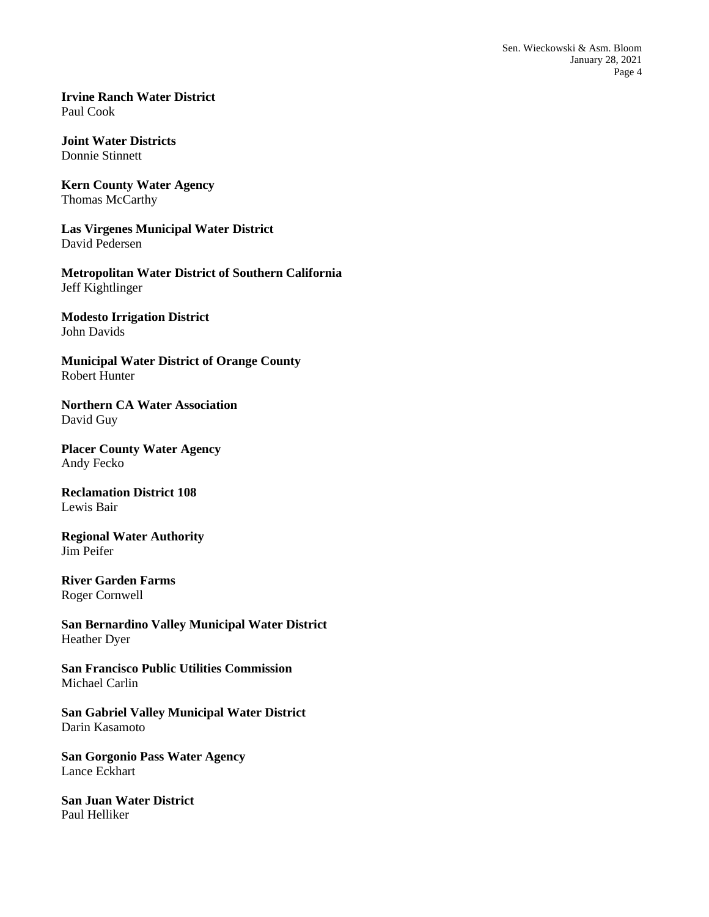**Irvine Ranch Water District**
Paul Cook

**Joint Water Districts**
Donnie Stinnett

**Kern County Water Agency**
Thomas McCarthy

**Las Virgenes Municipal Water District**
David Pedersen

**Metropolitan Water District of Southern California**
Jeff Kightlinger

**Modesto Irrigation District**
John Davids

**Municipal Water District of Orange County**
Robert Hunter

**Northern CA Water Association**
David Guy

**Placer County Water Agency**
Andy Fecko

**Reclamation District 108**
Lewis Bair

**Regional Water Authority**
Jim Peifer

**River Garden Farms**
Roger Cornwell

**San Bernardino Valley Municipal Water District**
Heather Dyer

**San Francisco Public Utilities Commission**
Michael Carlin

**San Gabriel Valley Municipal Water District**
Darin Kasamoto

**San Gorgonio Pass Water Agency**
Lance Eckhart

**San Juan Water District**
Paul Helliker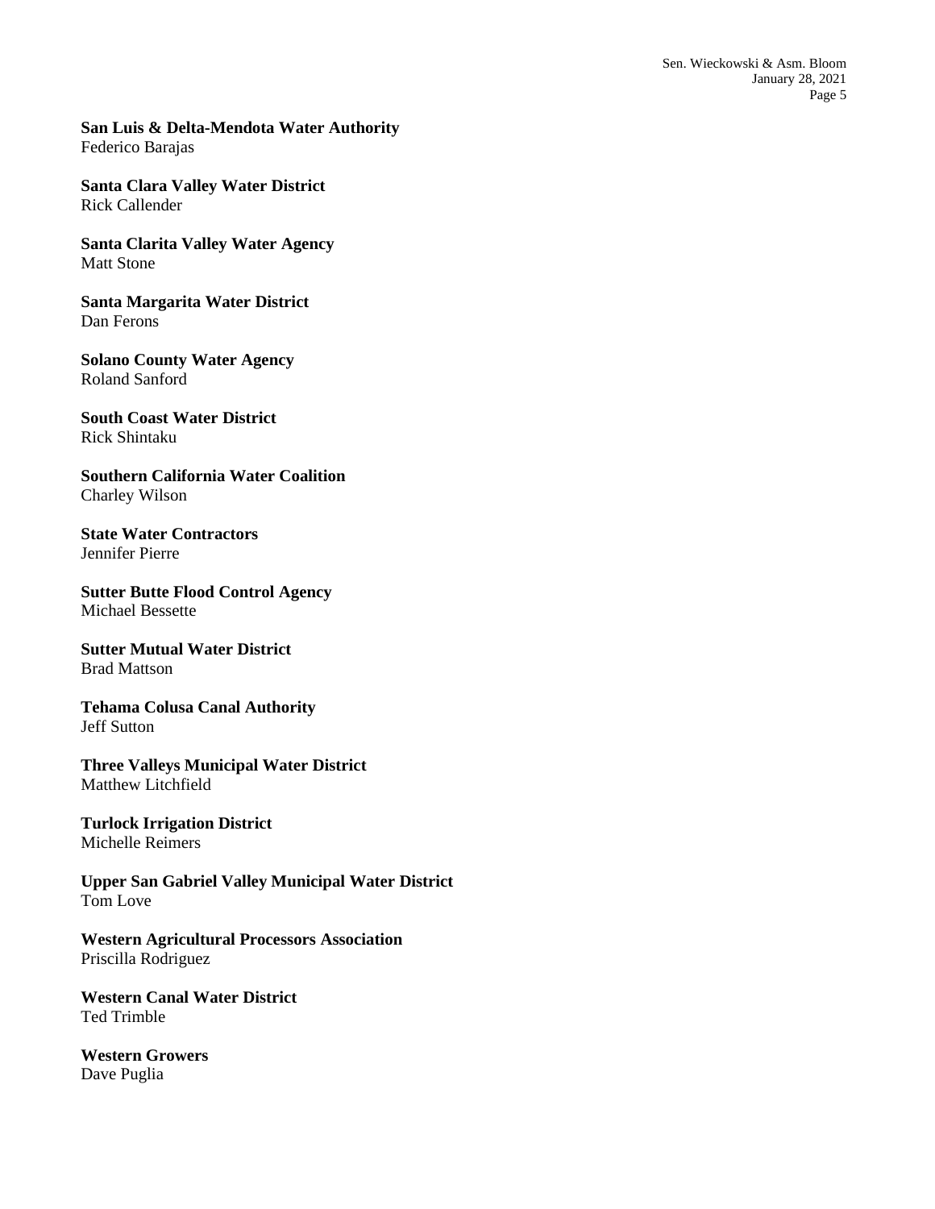**San Luis & Delta-Mendota Water Authority**
Federico Barajas

**Santa Clara Valley Water District**
Rick Callender

**Santa Clarita Valley Water Agency**
Matt Stone

**Santa Margarita Water District**
Dan Ferons

**Solano County Water Agency**
Roland Sanford

**South Coast Water District**
Rick Shintaku

**Southern California Water Coalition**
Charley Wilson

**State Water Contractors**
Jennifer Pierre

**Sutter Butte Flood Control Agency**
Michael Bessette

**Sutter Mutual Water District**
Brad Mattson

**Tehama Colusa Canal Authority**
Jeff Sutton

**Three Valleys Municipal Water District**
Matthew Litchfield

**Turlock Irrigation District**
Michelle Reimers

**Upper San Gabriel Valley Municipal Water District**
Tom Love

**Western Agricultural Processors Association**
Priscilla Rodriguez

**Western Canal Water District**
Ted Trimble

**Western Growers**
Dave Puglia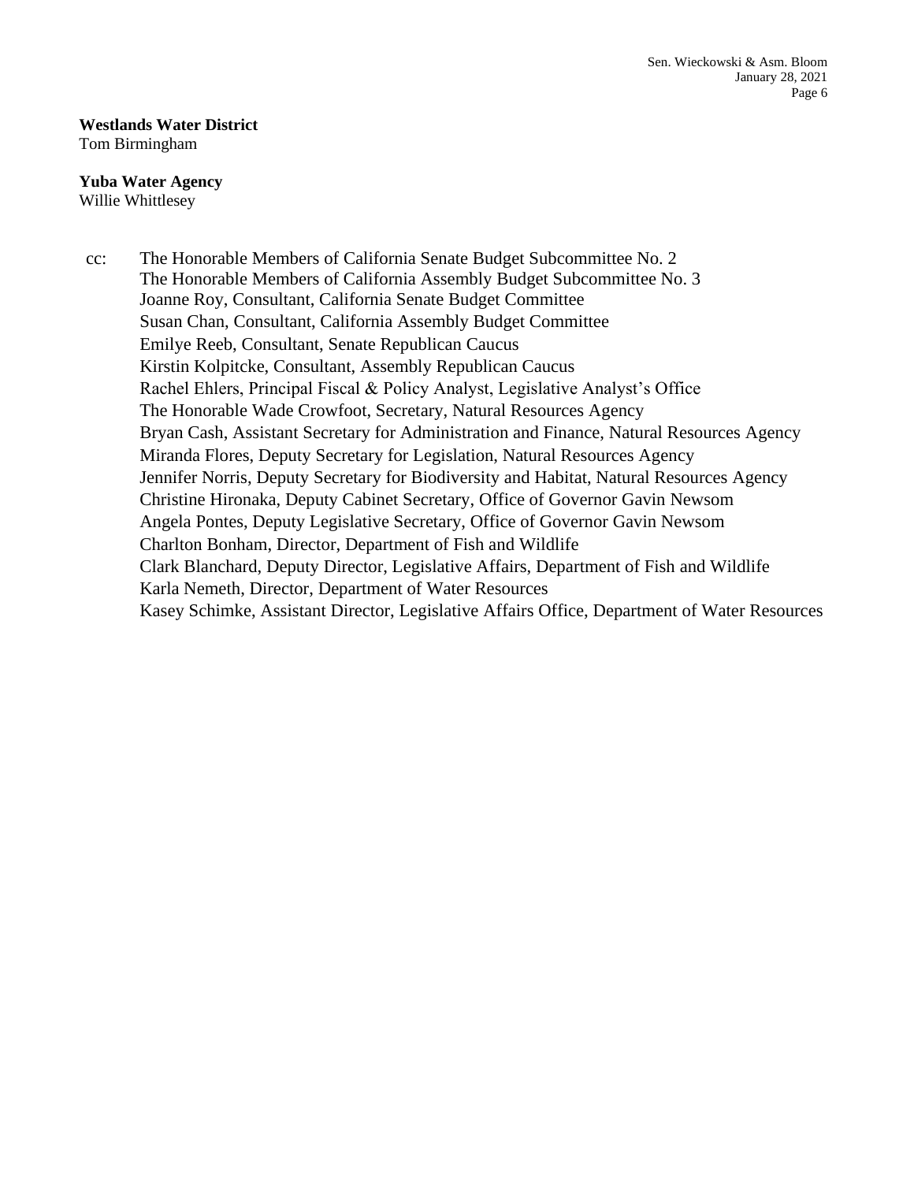**Westlands Water District**
Tom Birmingham

**Yuba Water Agency**
Willie Whittlesey

cc: The Honorable Members of California Senate Budget Subcommittee No. 2
The Honorable Members of California Assembly Budget Subcommittee No. 3
Joanne Roy, Consultant, California Senate Budget Committee
Susan Chan, Consultant, California Assembly Budget Committee
Emilye Reeb, Consultant, Senate Republican Caucus
Kirstin Kolpitcke, Consultant, Assembly Republican Caucus
Rachel Ehlers, Principal Fiscal & Policy Analyst, Legislative Analyst's Office
The Honorable Wade Crowfoot, Secretary, Natural Resources Agency
Bryan Cash, Assistant Secretary for Administration and Finance, Natural Resources Agency
Miranda Flores, Deputy Secretary for Legislation, Natural Resources Agency
Jennifer Norris, Deputy Secretary for Biodiversity and Habitat, Natural Resources Agency
Christine Hironaka, Deputy Cabinet Secretary, Office of Governor Gavin Newsom
Angela Pontes, Deputy Legislative Secretary, Office of Governor Gavin Newsom
Charlton Bonham, Director, Department of Fish and Wildlife
Clark Blanchard, Deputy Director, Legislative Affairs, Department of Fish and Wildlife
Karla Nemeth, Director, Department of Water Resources
Kasey Schimke, Assistant Director, Legislative Affairs Office, Department of Water Resources